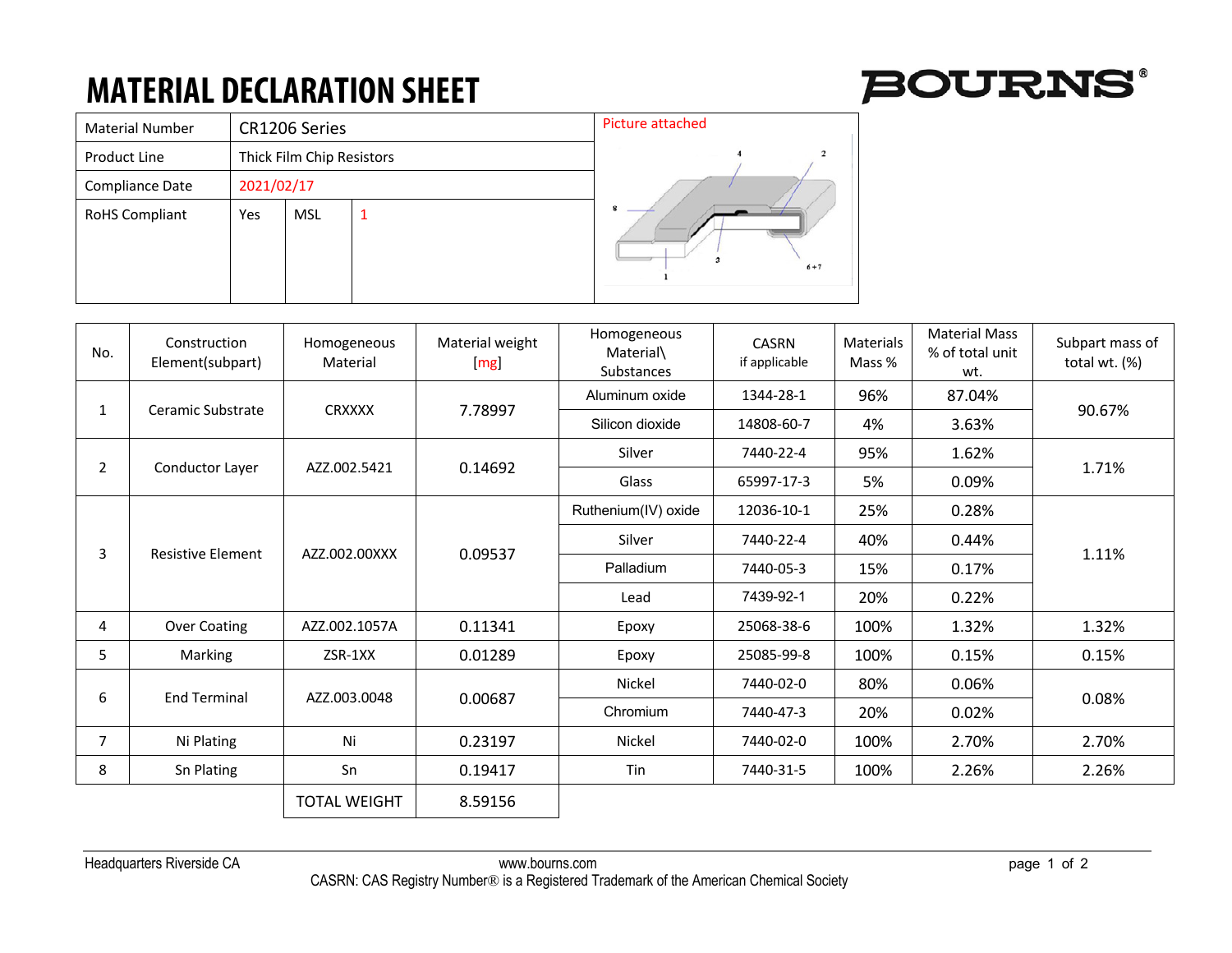# MATERIAL DECLARATION SHEET

BOURNS®

| Material Number | CR1206 Series | | |
|---|---|---|---|
| Product Line | Thick Film Chip Resistors | | |
| Compliance Date | 2021/02/17 | | |
| RoHS Compliant | Yes | MSL | 1 |

Picture attached

| No. | Construction Element(subpart) | Homogeneous Material | Material weight [mg] | Homogeneous Material\ Substances | CASRN if applicable | Materials Mass % | Material Mass % of total unit wt. | Subpart mass of total wt. (%) |
|---|---|---|---|---|---|---|---|---|
| 1 | Ceramic Substrate | CRXXXX | 7.78997 | Aluminum oxide | 1344-28-1 | 96% | 87.04% | 90.67% |
| | | | | Silicon dioxide | 14808-60-7 | 4% | 3.63% | |
| 2 | Conductor Layer | AZZ.002.5421 | 0.14692 | Silver | 7440-22-4 | 95% | 1.62% | 1.71% |
| | | | | Glass | 65997-17-3 | 5% | 0.09% | |
| 3 | Resistive Element | AZZ.002.00XXX | 0.09537 | Ruthenium(IV) oxide | 12036-10-1 | 25% | 0.28% | 1.11% |
| | | | | Silver | 7440-22-4 | 40% | 0.44% | |
| | | | | Palladium | 7440-05-3 | 15% | 0.17% | |
| | | | | Lead | 7439-92-1 | 20% | 0.22% | |
| 4 | Over Coating | AZZ.002.1057A | 0.11341 | Epoxy | 25068-38-6 | 100% | 1.32% | 1.32% |
| 5 | Marking | ZSR-1XX | 0.01289 | Epoxy | 25085-99-8 | 100% | 0.15% | 0.15% |
| 6 | End Terminal | AZZ.003.0048 | 0.00687 | Nickel | 7440-02-0 | 80% | 0.06% | 0.08% |
| | | | | Chromium | 7440-47-3 | 20% | 0.02% | |
| 7 | Ni Plating | Ni | 0.23197 | Nickel | 7440-02-0 | 100% | 2.70% | 2.70% |
| 8 | Sn Plating | Sn | 0.19417 | Tin | 7440-31-5 | 100% | 2.26% | 2.26% |
| | | TOTAL WEIGHT | 8.59156 | | | | | |

Headquarters Riverside CA www.bourns.com

CASRN: CAS Registry Number® is a Registered Trademark of the American Chemical Society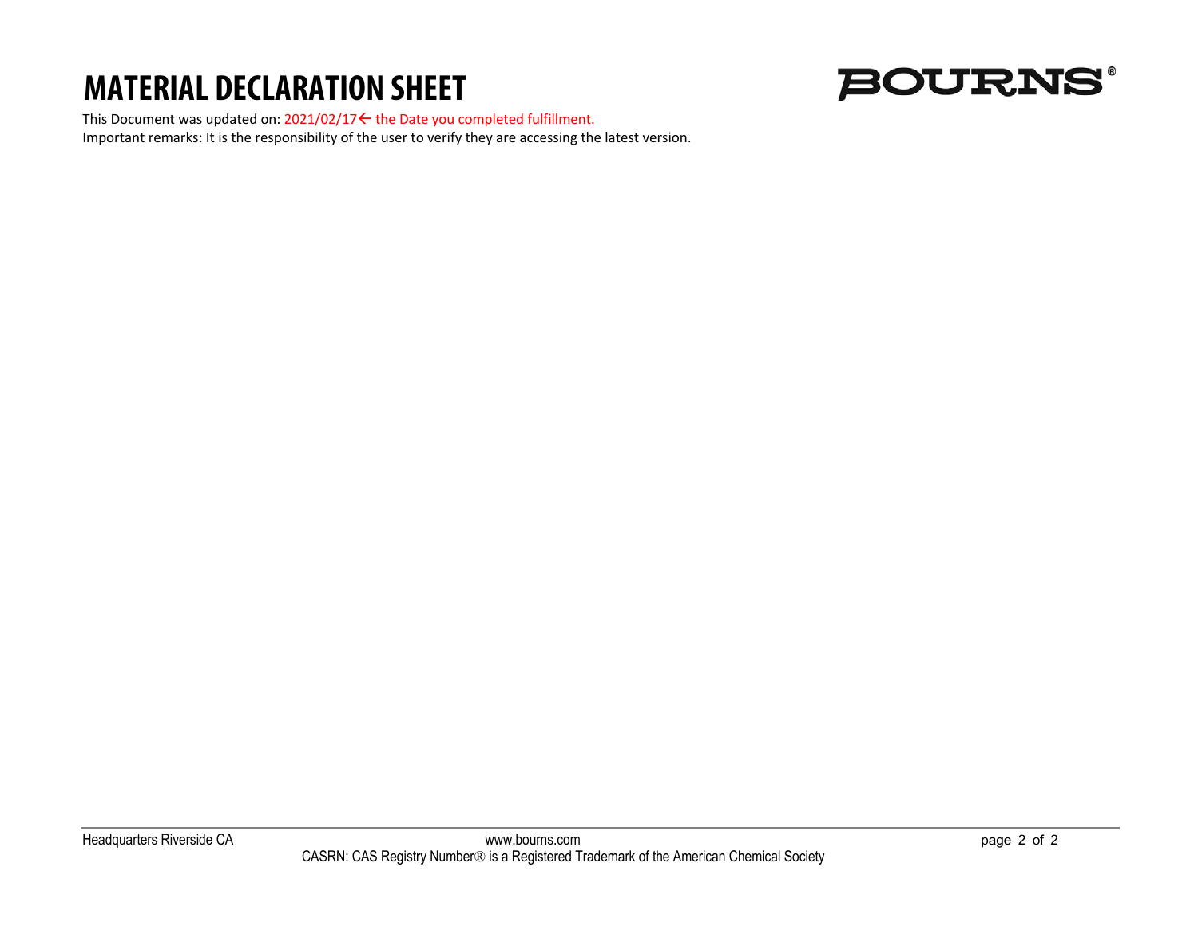# MATERIAL DECLARATION SHEET

This Document was updated on: 2021/02/17← the Date you completed fulfillment.

Important remarks: It is the responsibility of the user to verify they are accessing the latest version.

Headquarters Riverside CA www.bourns.com

CASRN: CAS Registry Number® is a Registered Trademark of the American Chemical Society